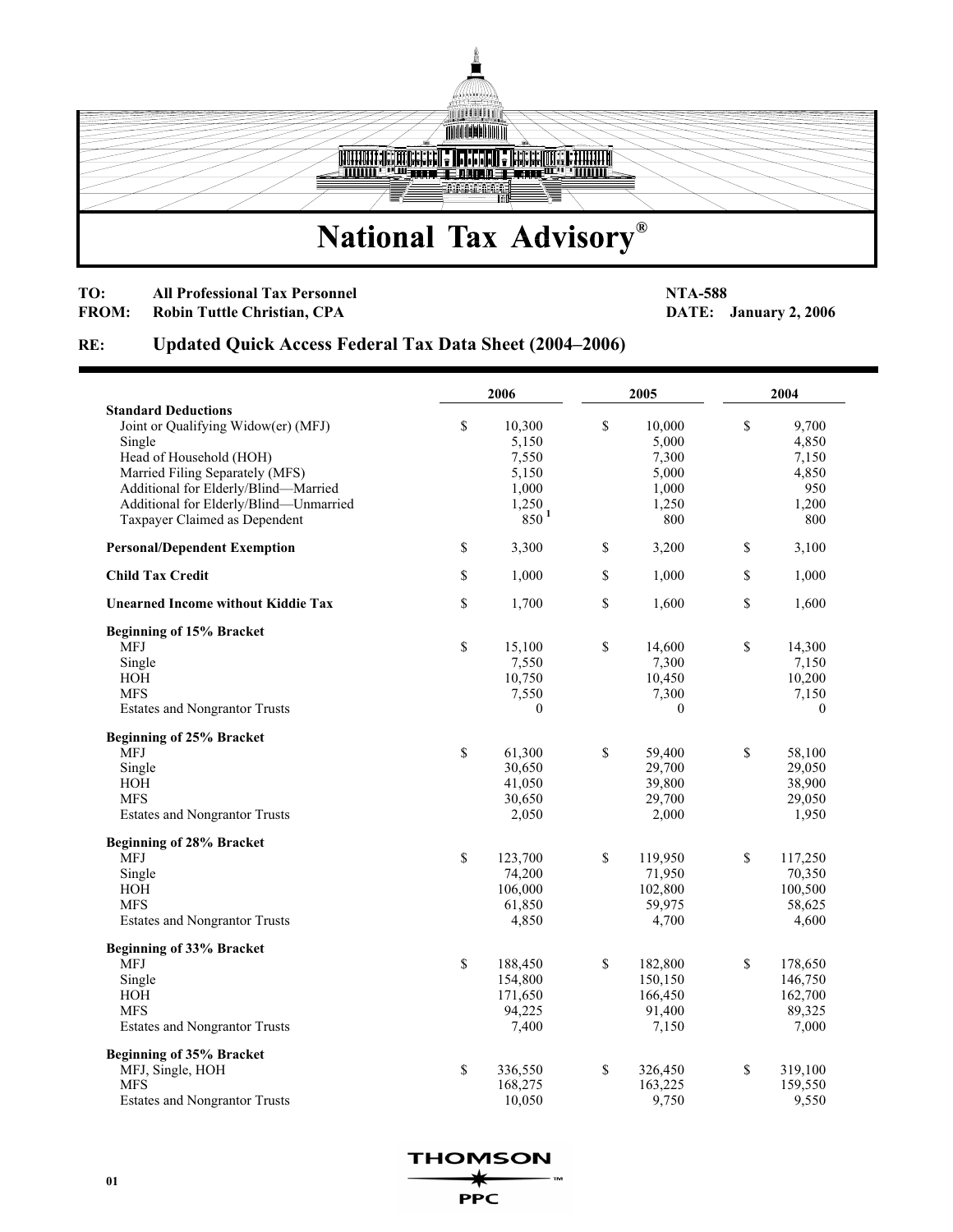# National Tax Advisory®

**TO:** All Professional Tax Personnel
**FROM:** Robin Tuttle Christian, CPA

**NTA-588**
**DATE:** January 2, 2006

**RE:** **Updated Quick Access Federal Tax Data Sheet (2004–2006)**

| | 2006 | 2005 | 2004 |
|---|---|---|---|
| **Standard Deductions** | | | |
| Joint or Qualifying Widow(er) (MFJ) | $ 10,300 | $ 10,000 | $ 9,700 |
| Single | 5,150 | 5,000 | 4,850 |
| Head of Household (HOH) | 7,550 | 7,300 | 7,150 |
| Married Filing Separately (MFS) | 5,150 | 5,000 | 4,850 |
| Additional for Elderly/Blind—Married | 1,000 | 1,000 | 950 |
| Additional for Elderly/Blind—Unmarried | 1,250 | 1,250 | 1,200 |
| Taxpayer Claimed as Dependent | 850 [1] | 800 | 800 |
| **Personal/Dependent Exemption** | $ 3,300 | $ 3,200 | $ 3,100 |
| **Child Tax Credit** | $ 1,000 | $ 1,000 | $ 1,000 |
| **Unearned Income without Kiddie Tax** | $ 1,700 | $ 1,600 | $ 1,600 |
| **Beginning of 15% Bracket** | | | |
| MFJ | $ 15,100 | $ 14,600 | $ 14,300 |
| Single | 7,550 | 7,300 | 7,150 |
| HOH | 10,750 | 10,450 | 10,200 |
| MFS | 7,550 | 7,300 | 7,150 |
| Estates and Nongrantor Trusts | 0 | 0 | 0 |
| **Beginning of 25% Bracket** | | | |
| MFJ | $ 61,300 | $ 59,400 | $ 58,100 |
| Single | 30,650 | 29,700 | 29,050 |
| HOH | 41,050 | 39,800 | 38,900 |
| MFS | 30,650 | 29,700 | 29,050 |
| Estates and Nongrantor Trusts | 2,050 | 2,000 | 1,950 |
| **Beginning of 28% Bracket** | | | |
| MFJ | $ 123,700 | $ 119,950 | $ 117,250 |
| Single | 74,200 | 71,950 | 70,350 |
| HOH | 106,000 | 102,800 | 100,500 |
| MFS | 61,850 | 59,975 | 58,625 |
| Estates and Nongrantor Trusts | 4,850 | 4,700 | 4,600 |
| **Beginning of 33% Bracket** | | | |
| MFJ | $ 188,450 | $ 182,800 | $ 178,650 |
| Single | 154,800 | 150,150 | 146,750 |
| HOH | 171,650 | 166,450 | 162,700 |
| MFS | 94,225 | 91,400 | 89,325 |
| Estates and Nongrantor Trusts | 7,400 | 7,150 | 7,000 |
| **Beginning of 35% Bracket** | | | |
| MFJ, Single, HOH | $ 336,550 | $ 326,450 | $ 319,100 |
| MFS | 168,275 | 163,225 | 159,550 |
| Estates and Nongrantor Trusts | 10,050 | 9,750 | 9,550 |

THOMSON PPC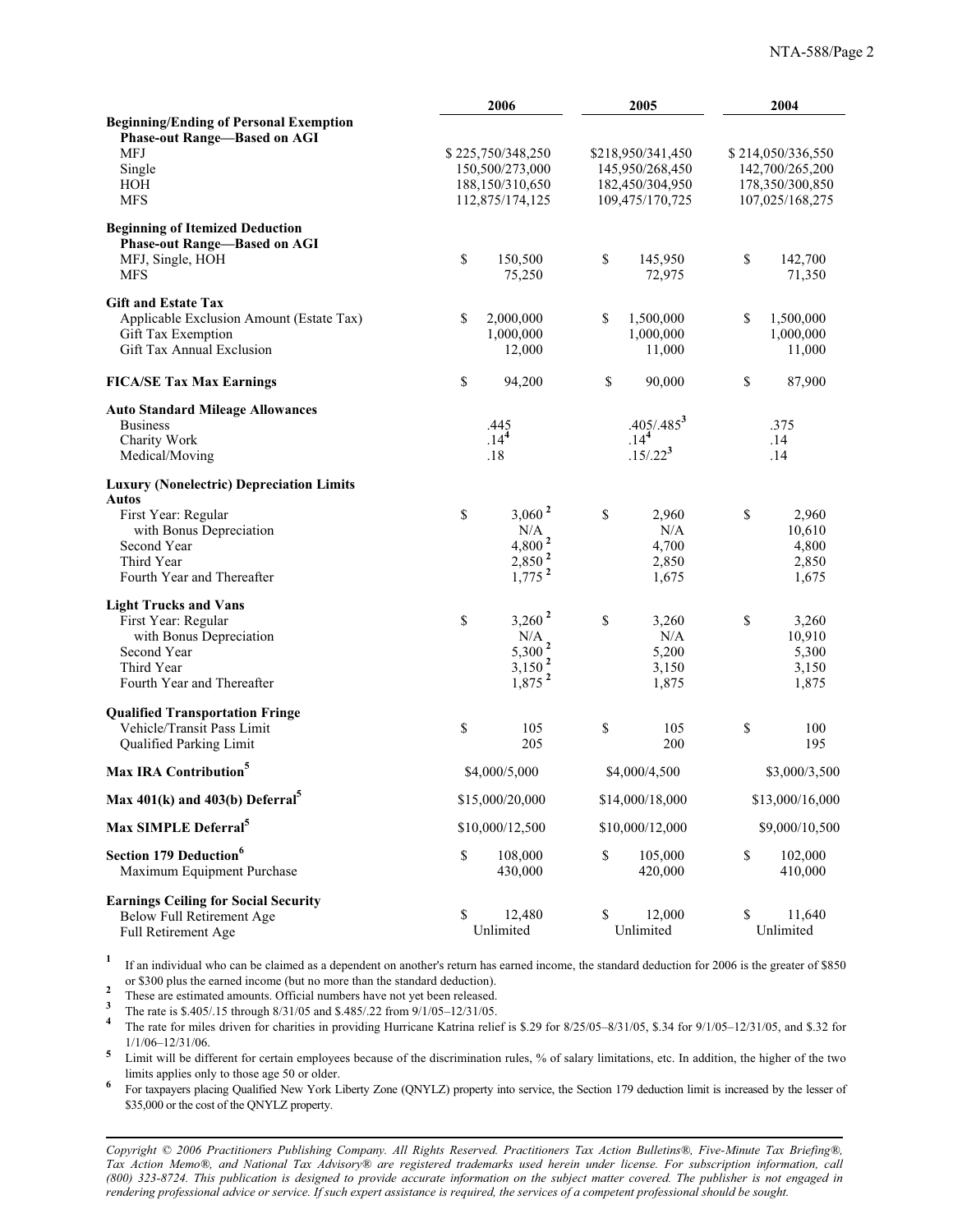| | 2006 | 2005 | 2004 |
|---|---|---|---|
| **Beginning/Ending of Personal Exemption Phase-out Range—Based on AGI** | | | |
| MFJ | $ 225,750/348,250 | $218,950/341,450 | $ 214,050/336,550 |
| Single | 150,500/273,000 | 145,950/268,450 | 142,700/265,200 |
| HOH | 188,150/310,650 | 182,450/304,950 | 178,350/300,850 |
| MFS | 112,875/174,125 | 109,475/170,725 | 107,025/168,275 |
| **Beginning of Itemized Deduction Phase-out Range—Based on AGI** | | | |
| MFJ, Single, HOH | $ 150,500 | $ 145,950 | $ 142,700 |
| MFS | 75,250 | 72,975 | 71,350 |
| **Gift and Estate Tax** | | | |
| Applicable Exclusion Amount (Estate Tax) | $ 2,000,000 | $ 1,500,000 | $ 1,500,000 |
| Gift Tax Exemption | 1,000,000 | 1,000,000 | 1,000,000 |
| Gift Tax Annual Exclusion | 12,000 | 11,000 | 11,000 |
| **FICA/SE Tax Max Earnings** | $ 94,200 | $ 90,000 | $ 87,900 |
| **Auto Standard Mileage Allowances** | | | |
| Business | .445 | .405/.485[3] | .375 |
| Charity Work | .14[4] | .14[4] | .14 |
| Medical/Moving | .18 | .15/.22[3] | .14 |
| **Luxury (Nonelectric) Depreciation Limits Autos** | | | |
| First Year: Regular | $ 3,060[2] | $ 2,960 | $ 2,960 |
| with Bonus Depreciation | N/A | N/A | 10,610 |
| Second Year | 4,800[2] | 4,700 | 4,800 |
| Third Year | 2,850[2] | 2,850 | 2,850 |
| Fourth Year and Thereafter | 1,775[2] | 1,675 | 1,675 |
| **Light Trucks and Vans** | | | |
| First Year: Regular | $ 3,260[2] | $ 3,260 | $ 3,260 |
| with Bonus Depreciation | N/A | N/A | 10,910 |
| Second Year | 5,300[2] | 5,200 | 5,300 |
| Third Year | 3,150[2] | 3,150 | 3,150 |
| Fourth Year and Thereafter | 1,875[2] | 1,875 | 1,875 |
| **Qualified Transportation Fringe** | | | |
| Vehicle/Transit Pass Limit | $ 105 | $ 105 | $ 100 |
| Qualified Parking Limit | 205 | 200 | 195 |
| **Max IRA Contribution**[5] | $4,000/5,000 | $4,000/4,500 | $3,000/3,500 |
| **Max 401(k) and 403(b) Deferral**[5] | $15,000/20,000 | $14,000/18,000 | $13,000/16,000 |
| **Max SIMPLE Deferral**[5] | $10,000/12,500 | $10,000/12,000 | $9,000/10,500 |
| **Section 179 Deduction**[6] | $ 108,000 | $ 105,000 | $ 102,000 |
| Maximum Equipment Purchase | 430,000 | 420,000 | 410,000 |
| **Earnings Ceiling for Social Security** | | | |
| Below Full Retirement Age | $ 12,480 | $ 12,000 | $ 11,640 |
| Full Retirement Age | Unlimited | Unlimited | Unlimited |

[1] If an individual who can be claimed as a dependent on another's return has earned income, the standard deduction for 2006 is the greater of $850 or $300 plus the earned income (but no more than the standard deduction).

[2] These are estimated amounts. Official numbers have not yet been released.

[3] The rate is $.405/.15 through 8/31/05 and $.485/.22 from 9/1/05–12/31/05.

[4] The rate for miles driven for charities in providing Hurricane Katrina relief is $.29 for 8/25/05–8/31/05, $.34 for 9/1/05–12/31/05, and $.32 for 1/1/06–12/31/06.

[5] Limit will be different for certain employees because of the discrimination rules, % of salary limitations, etc. In addition, the higher of the two limits applies only to those age 50 or older.

[6] For taxpayers placing Qualified New York Liberty Zone (QNYLZ) property into service, the Section 179 deduction limit is increased by the lesser of $35,000 or the cost of the QNYLZ property.

*Copyright © 2006 Practitioners Publishing Company. All Rights Reserved. Practitioners Tax Action Bulletins®, Five-Minute Tax Briefing®, Tax Action Memo®, and National Tax Advisory® are registered trademarks used herein under license. For subscription information, call (800) 323-8724. This publication is designed to provide accurate information on the subject matter covered. The publisher is not engaged in rendering professional advice or service. If such expert assistance is required, the services of a competent professional should be sought.*